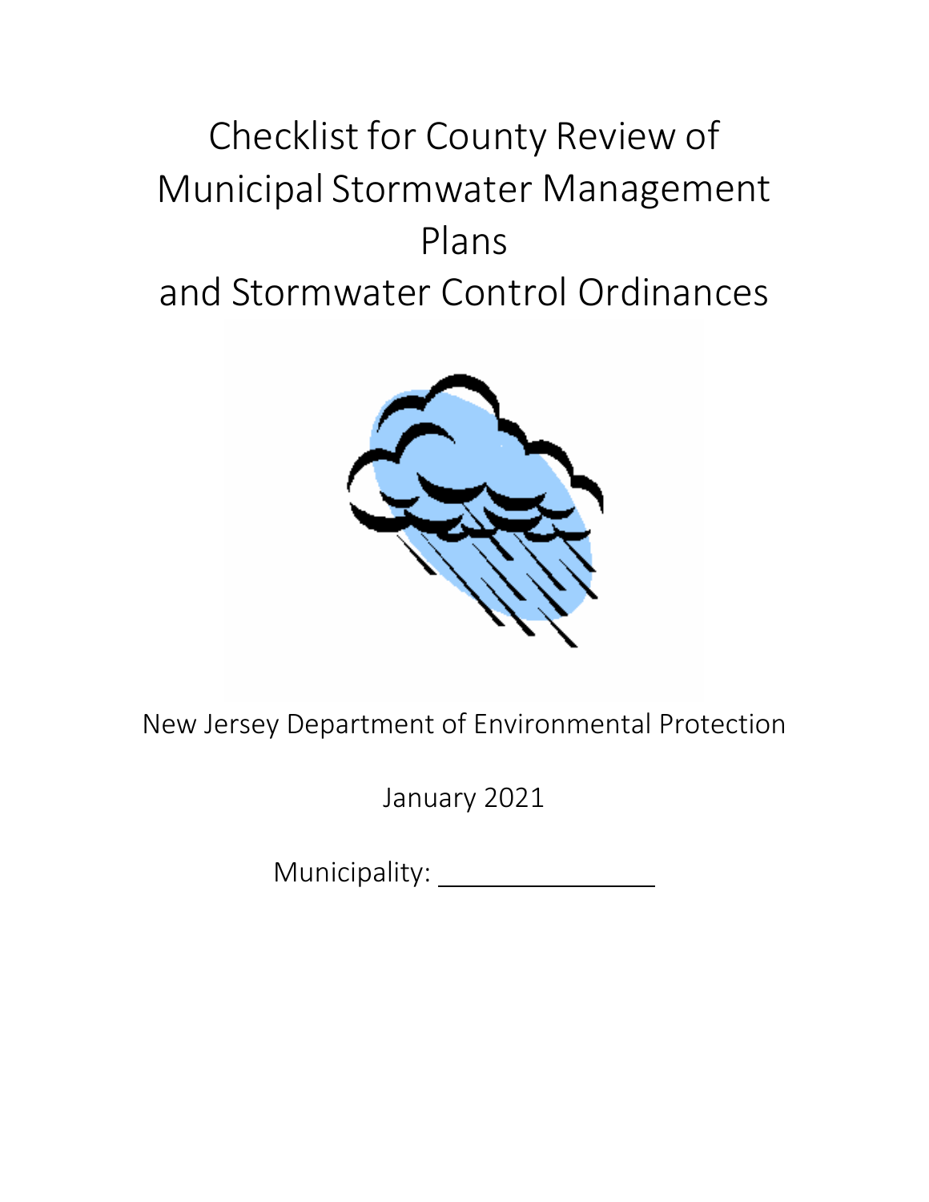# Checklist for County Review of Municipal Stormwater Management Plans and Stormwater Control Ordinances

New Jersey Department of Environmental Protection

January 2021

Municipality: ________________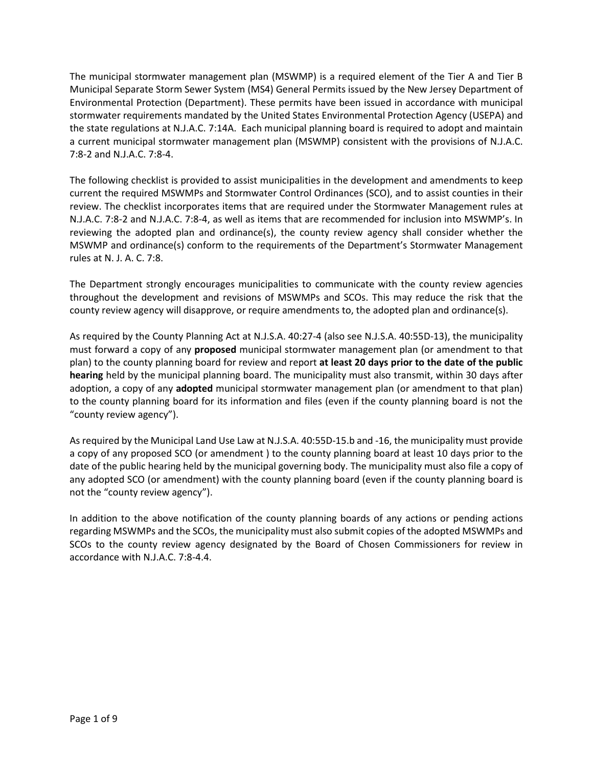The municipal stormwater management plan (MSWMP) is a required element of the Tier A and Tier B Municipal Separate Storm Sewer System (MS4) General Permits issued by the New Jersey Department of Environmental Protection (Department). These permits have been issued in accordance with municipal stormwater requirements mandated by the United States Environmental Protection Agency (USEPA) and the state regulations at N.J.A.C. 7:14A. Each municipal planning board is required to adopt and maintain a current municipal stormwater management plan (MSWMP) consistent with the provisions of N.J.A.C. 7:8-2 and N.J.A.C. 7:8-4.

The following checklist is provided to assist municipalities in the development and amendments to keep current the required MSWMPs and Stormwater Control Ordinances (SCO), and to assist counties in their review. The checklist incorporates items that are required under the Stormwater Management rules at N.J.A.C. 7:8-2 and N.J.A.C. 7:8-4, as well as items that are recommended for inclusion into MSWMP's. In reviewing the adopted plan and ordinance(s), the county review agency shall consider whether the MSWMP and ordinance(s) conform to the requirements of the Department's Stormwater Management rules at N. J. A. C. 7:8.

The Department strongly encourages municipalities to communicate with the county review agencies throughout the development and revisions of MSWMPs and SCOs. This may reduce the risk that the county review agency will disapprove, or require amendments to, the adopted plan and ordinance(s).

As required by the County Planning Act at N.J.S.A. 40:27-4 (also see N.J.S.A. 40:55D-13), the municipality must forward a copy of any **proposed** municipal stormwater management plan (or amendment to that plan) to the county planning board for review and report **at least 20 days prior to the date of the public hearing** held by the municipal planning board. The municipality must also transmit, within 30 days after adoption, a copy of any **adopted** municipal stormwater management plan (or amendment to that plan) to the county planning board for its information and files (even if the county planning board is not the "county review agency").

As required by the Municipal Land Use Law at N.J.S.A. 40:55D-15.b and -16, the municipality must provide a copy of any proposed SCO (or amendment ) to the county planning board at least 10 days prior to the date of the public hearing held by the municipal governing body. The municipality must also file a copy of any adopted SCO (or amendment) with the county planning board (even if the county planning board is not the "county review agency").

In addition to the above notification of the county planning boards of any actions or pending actions regarding MSWMPs and the SCOs, the municipality must also submit copies of the adopted MSWMPs and SCOs to the county review agency designated by the Board of Chosen Commissioners for review in accordance with N.J.A.C. 7:8-4.4.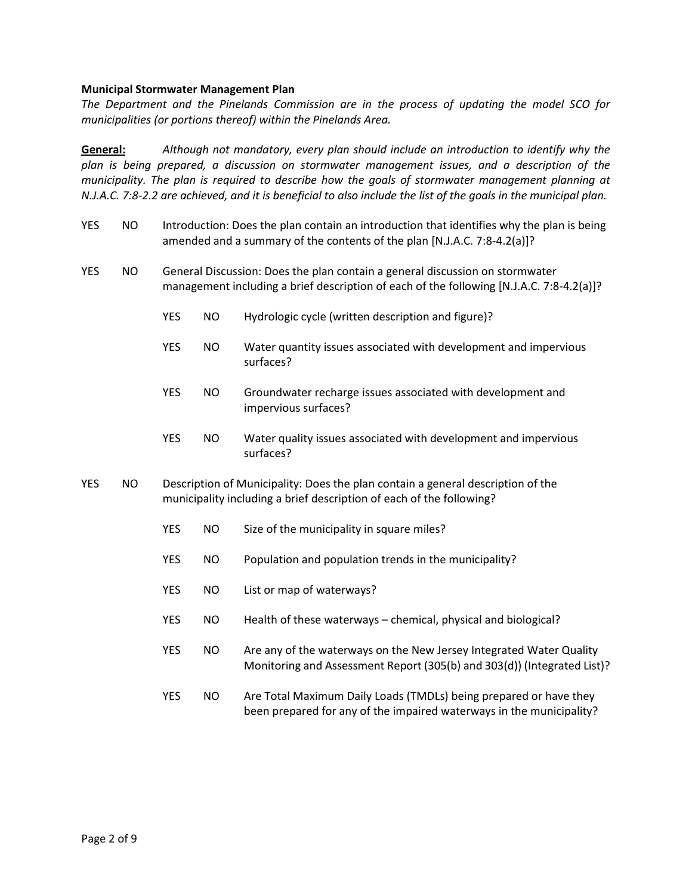**Municipal Stormwater Management Plan**

*The Department and the Pinelands Commission are in the process of updating the model SCO for municipalities (or portions thereof) within the Pinelands Area.*

**General:** *Although not mandatory, every plan should include an introduction to identify why the plan is being prepared, a discussion on stormwater management issues, and a description of the municipality. The plan is required to describe how the goals of stormwater management planning at N.J.A.C. 7:8-2.2 are achieved, and it is beneficial to also include the list of the goals in the municipal plan.*

YES NO Introduction: Does the plan contain an introduction that identifies why the plan is being amended and a summary of the contents of the plan [N.J.A.C. 7:8-4.2(a)]?

YES NO General Discussion: Does the plan contain a general discussion on stormwater management including a brief description of each of the following [N.J.A.C. 7:8-4.2(a)]?

- YES NO Hydrologic cycle (written description and figure)?
- YES NO Water quantity issues associated with development and impervious surfaces?
- YES NO Groundwater recharge issues associated with development and impervious surfaces?
- YES NO Water quality issues associated with development and impervious surfaces?

YES NO Description of Municipality: Does the plan contain a general description of the municipality including a brief description of each of the following?

- YES NO Size of the municipality in square miles?
- YES NO Population and population trends in the municipality?
- YES NO List or map of waterways?
- YES NO Health of these waterways – chemical, physical and biological?
- YES NO Are any of the waterways on the New Jersey Integrated Water Quality Monitoring and Assessment Report (305(b) and 303(d)) (Integrated List)?
- YES NO Are Total Maximum Daily Loads (TMDLs) being prepared or have they been prepared for any of the impaired waterways in the municipality?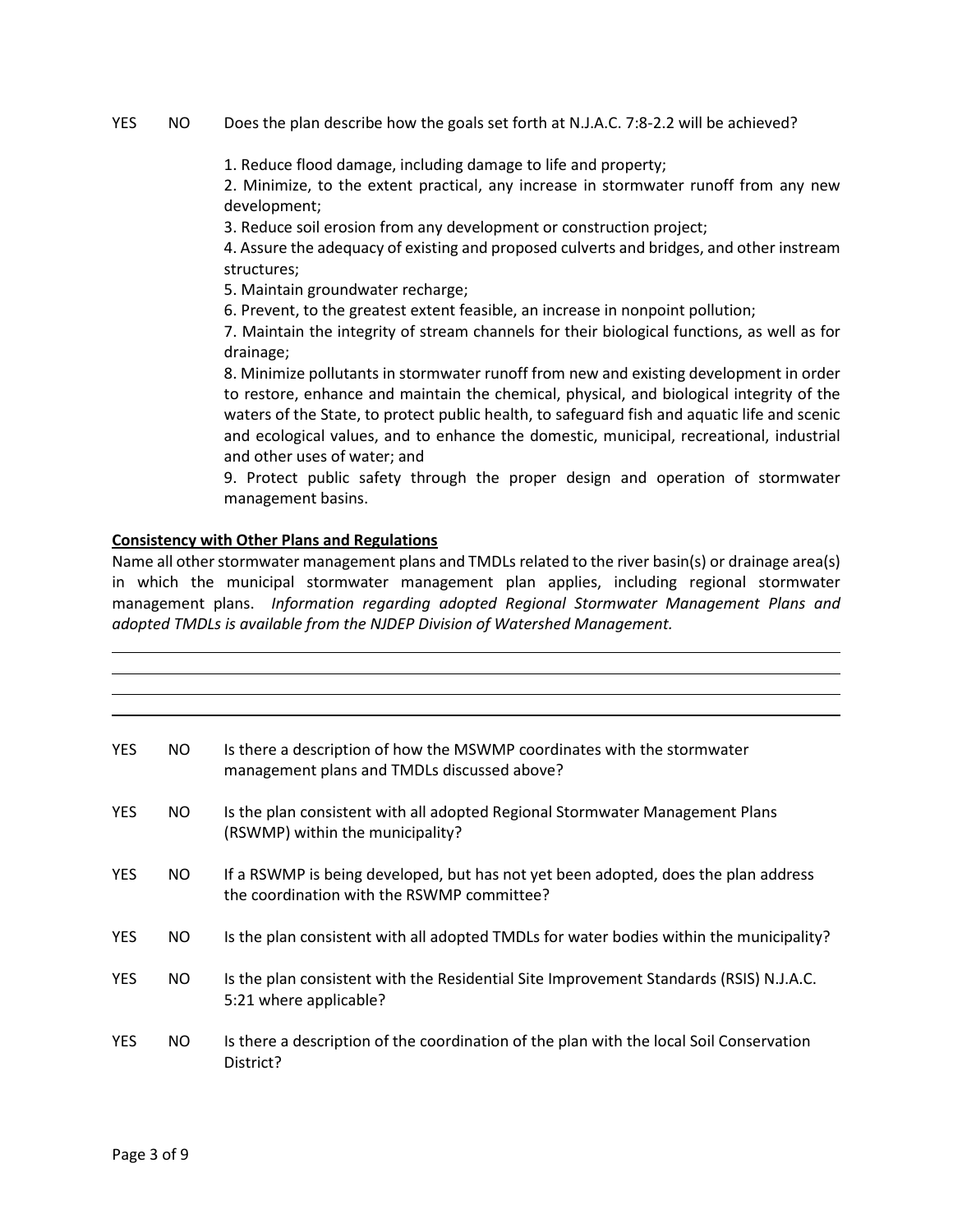YES NO Does the plan describe how the goals set forth at N.J.A.C. 7:8-2.2 will be achieved?

1. Reduce flood damage, including damage to life and property;
2. Minimize, to the extent practical, any increase in stormwater runoff from any new development;
3. Reduce soil erosion from any development or construction project;
4. Assure the adequacy of existing and proposed culverts and bridges, and other instream structures;
5. Maintain groundwater recharge;
6. Prevent, to the greatest extent feasible, an increase in nonpoint pollution;
7. Maintain the integrity of stream channels for their biological functions, as well as for drainage;
8. Minimize pollutants in stormwater runoff from new and existing development in order to restore, enhance and maintain the chemical, physical, and biological integrity of the waters of the State, to protect public health, to safeguard fish and aquatic life and scenic and ecological values, and to enhance the domestic, municipal, recreational, industrial and other uses of water; and
9. Protect public safety through the proper design and operation of stormwater management basins.

**Consistency with Other Plans and Regulations**

Name all other stormwater management plans and TMDLs related to the river basin(s) or drainage area(s) in which the municipal stormwater management plan applies, including regional stormwater management plans. *Information regarding adopted Regional Stormwater Management Plans and adopted TMDLs is available from the NJDEP Division of Watershed Management.*

______________________________________________________________________

______________________________________________________________________

______________________________________________________________________

______________________________________________________________________

YES NO Is there a description of how the MSWMP coordinates with the stormwater management plans and TMDLs discussed above?

YES NO Is the plan consistent with all adopted Regional Stormwater Management Plans (RSWMP) within the municipality?

YES NO If a RSWMP is being developed, but has not yet been adopted, does the plan address the coordination with the RSWMP committee?

YES NO Is the plan consistent with all adopted TMDLs for water bodies within the municipality?

YES NO Is the plan consistent with the Residential Site Improvement Standards (RSIS) N.J.A.C. 5:21 where applicable?

YES NO Is there a description of the coordination of the plan with the local Soil Conservation District?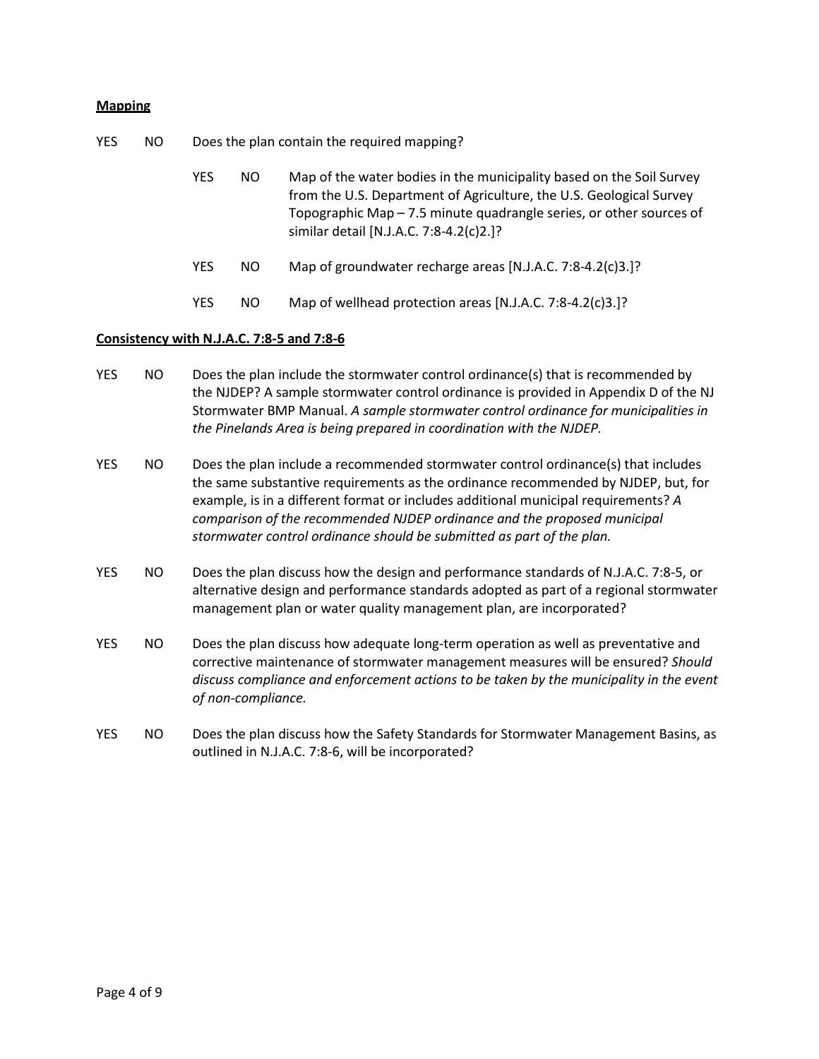**Mapping**

YES NO Does the plan contain the required mapping?

- YES NO Map of the water bodies in the municipality based on the Soil Survey from the U.S. Department of Agriculture, the U.S. Geological Survey Topographic Map – 7.5 minute quadrangle series, or other sources of similar detail [N.J.A.C. 7:8-4.2(c)2.]?
- YES NO Map of groundwater recharge areas [N.J.A.C. 7:8-4.2(c)3.]?
- YES NO Map of wellhead protection areas [N.J.A.C. 7:8-4.2(c)3.]?

**Consistency with N.J.A.C. 7:8-5 and 7:8-6**

YES NO Does the plan include the stormwater control ordinance(s) that is recommended by the NJDEP? A sample stormwater control ordinance is provided in Appendix D of the NJ Stormwater BMP Manual. *A sample stormwater control ordinance for municipalities in the Pinelands Area is being prepared in coordination with the NJDEP.*

YES NO Does the plan include a recommended stormwater control ordinance(s) that includes the same substantive requirements as the ordinance recommended by NJDEP, but, for example, is in a different format or includes additional municipal requirements? *A comparison of the recommended NJDEP ordinance and the proposed municipal stormwater control ordinance should be submitted as part of the plan.*

YES NO Does the plan discuss how the design and performance standards of N.J.A.C. 7:8-5, or alternative design and performance standards adopted as part of a regional stormwater management plan or water quality management plan, are incorporated?

YES NO Does the plan discuss how adequate long-term operation as well as preventative and corrective maintenance of stormwater management measures will be ensured? *Should discuss compliance and enforcement actions to be taken by the municipality in the event of non-compliance.*

YES NO Does the plan discuss how the Safety Standards for Stormwater Management Basins, as outlined in N.J.A.C. 7:8-6, will be incorporated?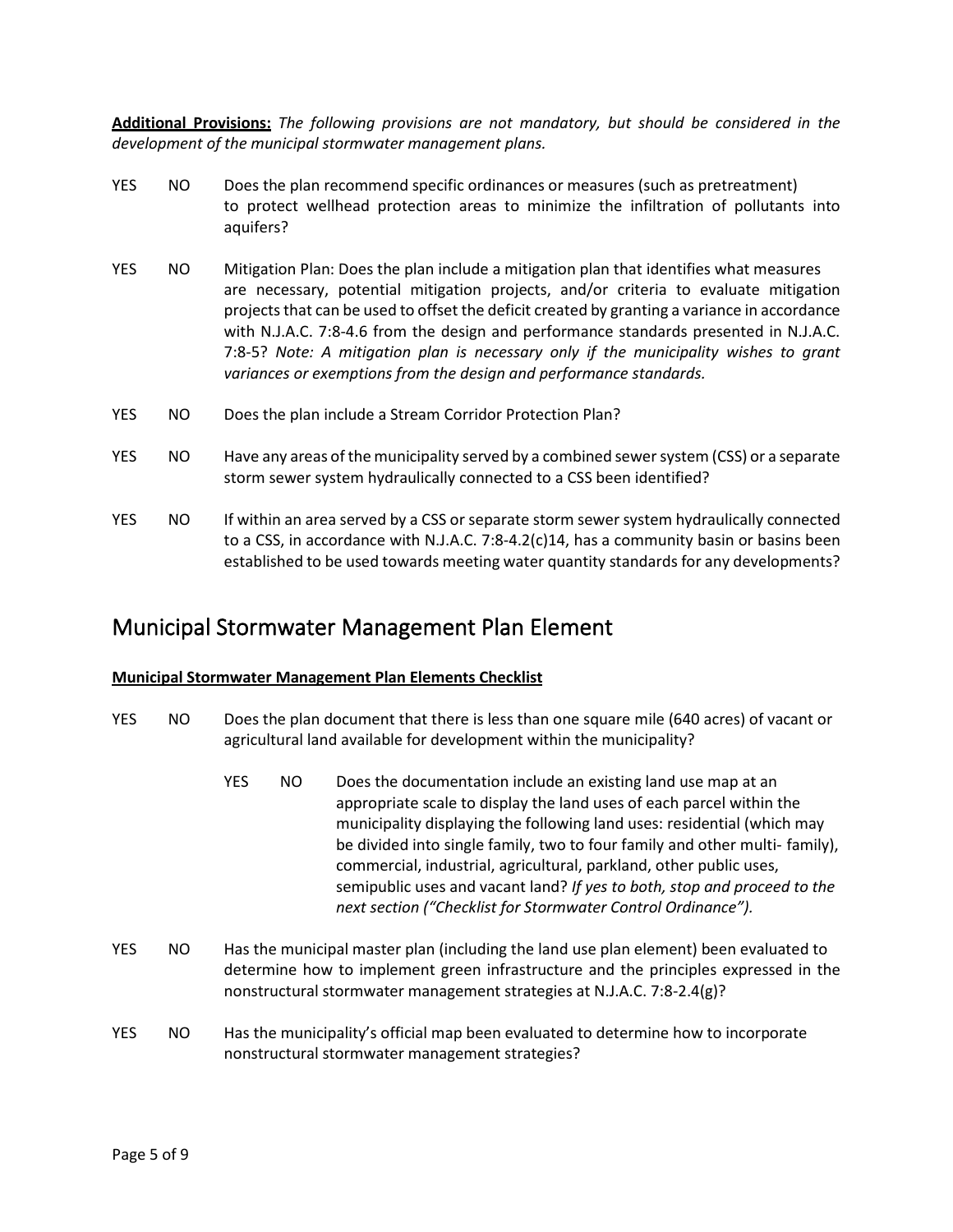**Additional Provisions:** *The following provisions are not mandatory, but should be considered in the development of the municipal stormwater management plans.*

YES NO Does the plan recommend specific ordinances or measures (such as pretreatment) to protect wellhead protection areas to minimize the infiltration of pollutants into aquifers?

YES NO Mitigation Plan: Does the plan include a mitigation plan that identifies what measures are necessary, potential mitigation projects, and/or criteria to evaluate mitigation projects that can be used to offset the deficit created by granting a variance in accordance with N.J.A.C. 7:8-4.6 from the design and performance standards presented in N.J.A.C. 7:8-5? *Note: A mitigation plan is necessary only if the municipality wishes to grant variances or exemptions from the design and performance standards.*

YES NO Does the plan include a Stream Corridor Protection Plan?

YES NO Have any areas of the municipality served by a combined sewer system (CSS) or a separate storm sewer system hydraulically connected to a CSS been identified?

YES NO If within an area served by a CSS or separate storm sewer system hydraulically connected to a CSS, in accordance with N.J.A.C. 7:8-4.2(c)14, has a community basin or basins been established to be used towards meeting water quantity standards for any developments?

## Municipal Stormwater Management Plan Element

**Municipal Stormwater Management Plan Elements Checklist**

YES NO Does the plan document that there is less than one square mile (640 acres) of vacant or agricultural land available for development within the municipality?

> YES NO Does the documentation include an existing land use map at an appropriate scale to display the land uses of each parcel within the municipality displaying the following land uses: residential (which may be divided into single family, two to four family and other multi- family), commercial, industrial, agricultural, parkland, other public uses, semipublic uses and vacant land? *If yes to both, stop and proceed to the next section ("Checklist for Stormwater Control Ordinance").*

YES NO Has the municipal master plan (including the land use plan element) been evaluated to determine how to implement green infrastructure and the principles expressed in the nonstructural stormwater management strategies at N.J.A.C. 7:8-2.4(g)?

YES NO Has the municipality's official map been evaluated to determine how to incorporate nonstructural stormwater management strategies?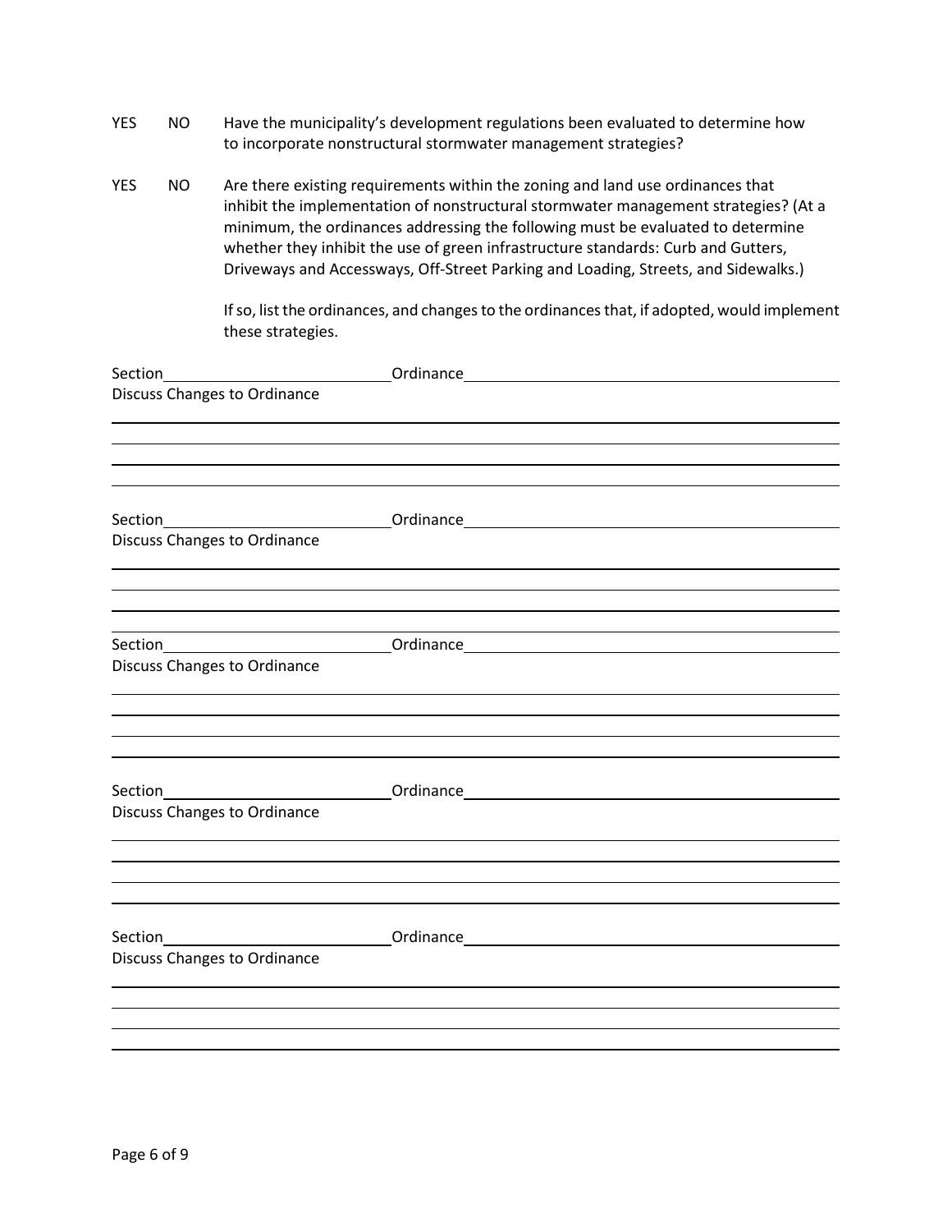YES NO Have the municipality's development regulations been evaluated to determine how to incorporate nonstructural stormwater management strategies?

YES NO Are there existing requirements within the zoning and land use ordinances that inhibit the implementation of nonstructural stormwater management strategies? (At a minimum, the ordinances addressing the following must be evaluated to determine whether they inhibit the use of green infrastructure standards: Curb and Gutters, Driveways and Accessways, Off-Street Parking and Loading, Streets, and Sidewalks.)

If so, list the ordinances, and changes to the ordinances that, if adopted, would implement these strategies.

Section\_\_\_\_\_\_\_\_\_\_\_\_\_\_\_\_\_\_\_\_ Ordinance\_\_\_\_\_\_\_\_\_\_\_\_\_\_\_\_\_\_\_\_\_\_\_\_\_\_\_\_\_\_\_\_

Discuss Changes to Ordinance

\_\_\_\_\_\_\_\_\_\_\_\_\_\_\_\_\_\_\_\_\_\_\_\_\_\_\_\_\_\_\_\_\_\_\_\_\_\_\_\_\_\_\_\_\_\_\_\_\_\_\_\_\_\_\_\_\_\_\_\_\_\_\_\_

\_\_\_\_\_\_\_\_\_\_\_\_\_\_\_\_\_\_\_\_\_\_\_\_\_\_\_\_\_\_\_\_\_\_\_\_\_\_\_\_\_\_\_\_\_\_\_\_\_\_\_\_\_\_\_\_\_\_\_\_\_\_\_\_

\_\_\_\_\_\_\_\_\_\_\_\_\_\_\_\_\_\_\_\_\_\_\_\_\_\_\_\_\_\_\_\_\_\_\_\_\_\_\_\_\_\_\_\_\_\_\_\_\_\_\_\_\_\_\_\_\_\_\_\_\_\_\_\_

\_\_\_\_\_\_\_\_\_\_\_\_\_\_\_\_\_\_\_\_\_\_\_\_\_\_\_\_\_\_\_\_\_\_\_\_\_\_\_\_\_\_\_\_\_\_\_\_\_\_\_\_\_\_\_\_\_\_\_\_\_\_\_\_

Section\_\_\_\_\_\_\_\_\_\_\_\_\_\_\_\_\_\_\_\_ Ordinance\_\_\_\_\_\_\_\_\_\_\_\_\_\_\_\_\_\_\_\_\_\_\_\_\_\_\_\_\_\_\_\_

Discuss Changes to Ordinance

\_\_\_\_\_\_\_\_\_\_\_\_\_\_\_\_\_\_\_\_\_\_\_\_\_\_\_\_\_\_\_\_\_\_\_\_\_\_\_\_\_\_\_\_\_\_\_\_\_\_\_\_\_\_\_\_\_\_\_\_\_\_\_\_

\_\_\_\_\_\_\_\_\_\_\_\_\_\_\_\_\_\_\_\_\_\_\_\_\_\_\_\_\_\_\_\_\_\_\_\_\_\_\_\_\_\_\_\_\_\_\_\_\_\_\_\_\_\_\_\_\_\_\_\_\_\_\_\_

\_\_\_\_\_\_\_\_\_\_\_\_\_\_\_\_\_\_\_\_\_\_\_\_\_\_\_\_\_\_\_\_\_\_\_\_\_\_\_\_\_\_\_\_\_\_\_\_\_\_\_\_\_\_\_\_\_\_\_\_\_\_\_\_

\_\_\_\_\_\_\_\_\_\_\_\_\_\_\_\_\_\_\_\_\_\_\_\_\_\_\_\_\_\_\_\_\_\_\_\_\_\_\_\_\_\_\_\_\_\_\_\_\_\_\_\_\_\_\_\_\_\_\_\_\_\_\_\_

Section\_\_\_\_\_\_\_\_\_\_\_\_\_\_\_\_\_\_\_\_ Ordinance\_\_\_\_\_\_\_\_\_\_\_\_\_\_\_\_\_\_\_\_\_\_\_\_\_\_\_\_\_\_\_\_

Discuss Changes to Ordinance

\_\_\_\_\_\_\_\_\_\_\_\_\_\_\_\_\_\_\_\_\_\_\_\_\_\_\_\_\_\_\_\_\_\_\_\_\_\_\_\_\_\_\_\_\_\_\_\_\_\_\_\_\_\_\_\_\_\_\_\_\_\_\_\_

\_\_\_\_\_\_\_\_\_\_\_\_\_\_\_\_\_\_\_\_\_\_\_\_\_\_\_\_\_\_\_\_\_\_\_\_\_\_\_\_\_\_\_\_\_\_\_\_\_\_\_\_\_\_\_\_\_\_\_\_\_\_\_\_

\_\_\_\_\_\_\_\_\_\_\_\_\_\_\_\_\_\_\_\_\_\_\_\_\_\_\_\_\_\_\_\_\_\_\_\_\_\_\_\_\_\_\_\_\_\_\_\_\_\_\_\_\_\_\_\_\_\_\_\_\_\_\_\_

\_\_\_\_\_\_\_\_\_\_\_\_\_\_\_\_\_\_\_\_\_\_\_\_\_\_\_\_\_\_\_\_\_\_\_\_\_\_\_\_\_\_\_\_\_\_\_\_\_\_\_\_\_\_\_\_\_\_\_\_\_\_\_\_

Section\_\_\_\_\_\_\_\_\_\_\_\_\_\_\_\_\_\_\_\_ Ordinance\_\_\_\_\_\_\_\_\_\_\_\_\_\_\_\_\_\_\_\_\_\_\_\_\_\_\_\_\_\_\_\_

Discuss Changes to Ordinance

\_\_\_\_\_\_\_\_\_\_\_\_\_\_\_\_\_\_\_\_\_\_\_\_\_\_\_\_\_\_\_\_\_\_\_\_\_\_\_\_\_\_\_\_\_\_\_\_\_\_\_\_\_\_\_\_\_\_\_\_\_\_\_\_

\_\_\_\_\_\_\_\_\_\_\_\_\_\_\_\_\_\_\_\_\_\_\_\_\_\_\_\_\_\_\_\_\_\_\_\_\_\_\_\_\_\_\_\_\_\_\_\_\_\_\_\_\_\_\_\_\_\_\_\_\_\_\_\_

\_\_\_\_\_\_\_\_\_\_\_\_\_\_\_\_\_\_\_\_\_\_\_\_\_\_\_\_\_\_\_\_\_\_\_\_\_\_\_\_\_\_\_\_\_\_\_\_\_\_\_\_\_\_\_\_\_\_\_\_\_\_\_\_

\_\_\_\_\_\_\_\_\_\_\_\_\_\_\_\_\_\_\_\_\_\_\_\_\_\_\_\_\_\_\_\_\_\_\_\_\_\_\_\_\_\_\_\_\_\_\_\_\_\_\_\_\_\_\_\_\_\_\_\_\_\_\_\_

Section\_\_\_\_\_\_\_\_\_\_\_\_\_\_\_\_\_\_\_\_ Ordinance\_\_\_\_\_\_\_\_\_\_\_\_\_\_\_\_\_\_\_\_\_\_\_\_\_\_\_\_\_\_\_\_

Discuss Changes to Ordinance

\_\_\_\_\_\_\_\_\_\_\_\_\_\_\_\_\_\_\_\_\_\_\_\_\_\_\_\_\_\_\_\_\_\_\_\_\_\_\_\_\_\_\_\_\_\_\_\_\_\_\_\_\_\_\_\_\_\_\_\_\_\_\_\_

\_\_\_\_\_\_\_\_\_\_\_\_\_\_\_\_\_\_\_\_\_\_\_\_\_\_\_\_\_\_\_\_\_\_\_\_\_\_\_\_\_\_\_\_\_\_\_\_\_\_\_\_\_\_\_\_\_\_\_\_\_\_\_\_

\_\_\_\_\_\_\_\_\_\_\_\_\_\_\_\_\_\_\_\_\_\_\_\_\_\_\_\_\_\_\_\_\_\_\_\_\_\_\_\_\_\_\_\_\_\_\_\_\_\_\_\_\_\_\_\_\_\_\_\_\_\_\_\_

\_\_\_\_\_\_\_\_\_\_\_\_\_\_\_\_\_\_\_\_\_\_\_\_\_\_\_\_\_\_\_\_\_\_\_\_\_\_\_\_\_\_\_\_\_\_\_\_\_\_\_\_\_\_\_\_\_\_\_\_\_\_\_\_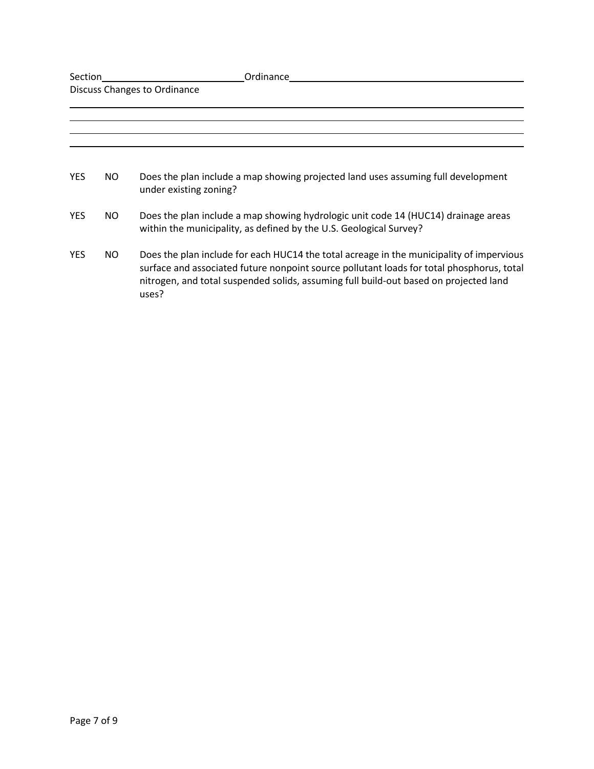Section \_\_\_\_\_\_\_\_\_\_\_\_\_\_\_\_\_\_\_\_\_\_\_\_ Ordinance \_\_\_\_\_\_\_\_\_\_\_\_\_\_\_\_\_\_\_\_\_\_\_\_\_\_\_\_\_\_\_\_\_\_\_\_\_\_\_\_

Discuss Changes to Ordinance

\_\_\_\_\_\_\_\_\_\_\_\_\_\_\_\_\_\_\_\_\_\_\_\_\_\_\_\_\_\_\_\_\_\_\_\_\_\_\_\_\_\_\_\_\_\_\_\_\_\_\_\_\_\_\_\_\_\_\_\_\_\_\_\_\_\_\_\_\_\_\_\_\_\_\_\_

\_\_\_\_\_\_\_\_\_\_\_\_\_\_\_\_\_\_\_\_\_\_\_\_\_\_\_\_\_\_\_\_\_\_\_\_\_\_\_\_\_\_\_\_\_\_\_\_\_\_\_\_\_\_\_\_\_\_\_\_\_\_\_\_\_\_\_\_\_\_\_\_\_\_\_\_

\_\_\_\_\_\_\_\_\_\_\_\_\_\_\_\_\_\_\_\_\_\_\_\_\_\_\_\_\_\_\_\_\_\_\_\_\_\_\_\_\_\_\_\_\_\_\_\_\_\_\_\_\_\_\_\_\_\_\_\_\_\_\_\_\_\_\_\_\_\_\_\_\_\_\_\_

\_\_\_\_\_\_\_\_\_\_\_\_\_\_\_\_\_\_\_\_\_\_\_\_\_\_\_\_\_\_\_\_\_\_\_\_\_\_\_\_\_\_\_\_\_\_\_\_\_\_\_\_\_\_\_\_\_\_\_\_\_\_\_\_\_\_\_\_\_\_\_\_\_\_\_\_

YES NO Does the plan include a map showing projected land uses assuming full development under existing zoning?

YES NO Does the plan include a map showing hydrologic unit code 14 (HUC14) drainage areas within the municipality, as defined by the U.S. Geological Survey?

YES NO Does the plan include for each HUC14 the total acreage in the municipality of impervious surface and associated future nonpoint source pollutant loads for total phosphorus, total nitrogen, and total suspended solids, assuming full build-out based on projected land uses?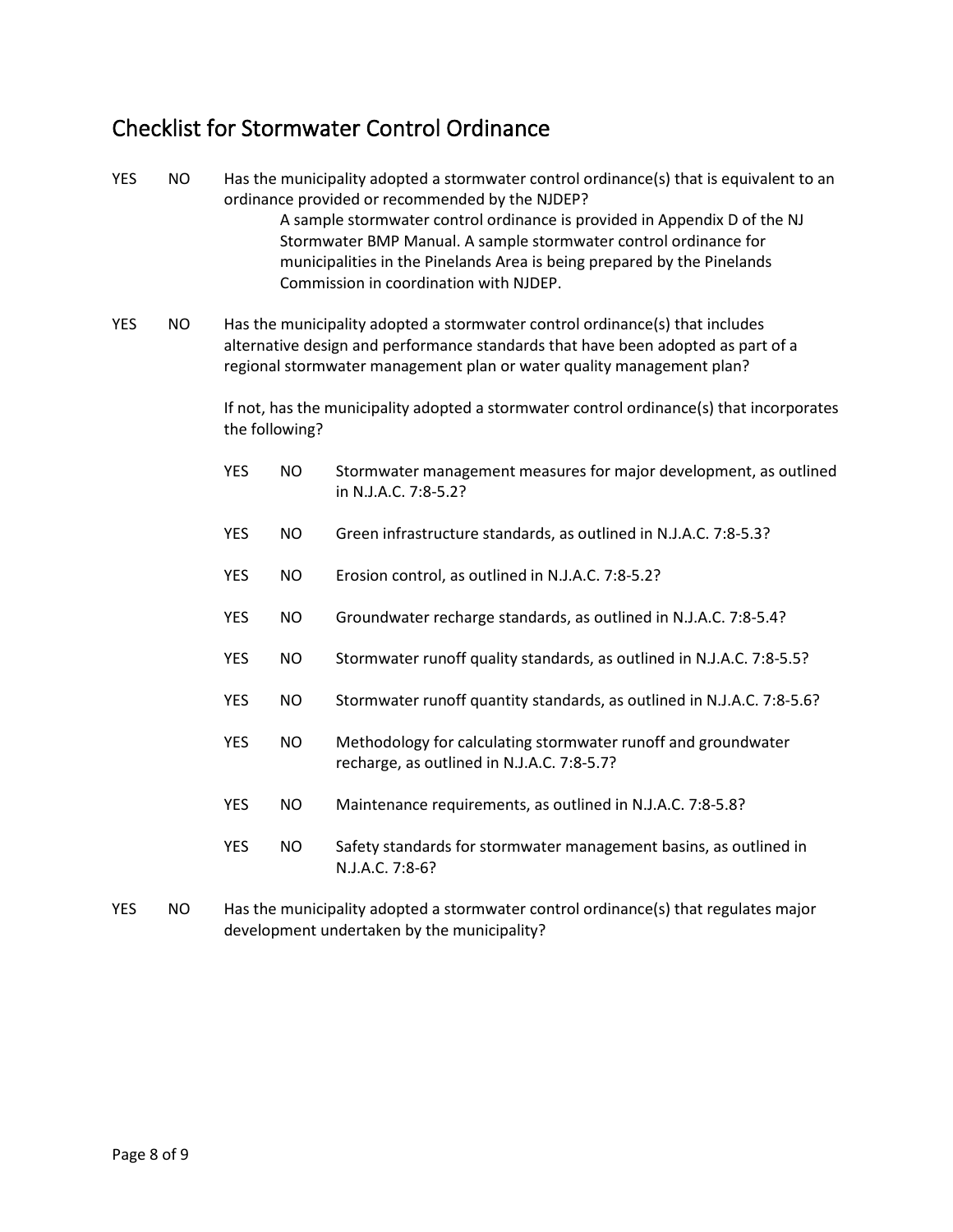## Checklist for Stormwater Control Ordinance

YES NO Has the municipality adopted a stormwater control ordinance(s) that is equivalent to an ordinance provided or recommended by the NJDEP?

> A sample stormwater control ordinance is provided in Appendix D of the NJ Stormwater BMP Manual. A sample stormwater control ordinance for municipalities in the Pinelands Area is being prepared by the Pinelands Commission in coordination with NJDEP.

YES NO Has the municipality adopted a stormwater control ordinance(s) that includes alternative design and performance standards that have been adopted as part of a regional stormwater management plan or water quality management plan?

If not, has the municipality adopted a stormwater control ordinance(s) that incorporates the following?

- YES NO Stormwater management measures for major development, as outlined in N.J.A.C. 7:8-5.2?
- YES NO Green infrastructure standards, as outlined in N.J.A.C. 7:8-5.3?
- YES NO Erosion control, as outlined in N.J.A.C. 7:8-5.2?
- YES NO Groundwater recharge standards, as outlined in N.J.A.C. 7:8-5.4?
- YES NO Stormwater runoff quality standards, as outlined in N.J.A.C. 7:8-5.5?
- YES NO Stormwater runoff quantity standards, as outlined in N.J.A.C. 7:8-5.6?
- YES NO Methodology for calculating stormwater runoff and groundwater recharge, as outlined in N.J.A.C. 7:8-5.7?
- YES NO Maintenance requirements, as outlined in N.J.A.C. 7:8-5.8?
- YES NO Safety standards for stormwater management basins, as outlined in N.J.A.C. 7:8-6?

YES NO Has the municipality adopted a stormwater control ordinance(s) that regulates major development undertaken by the municipality?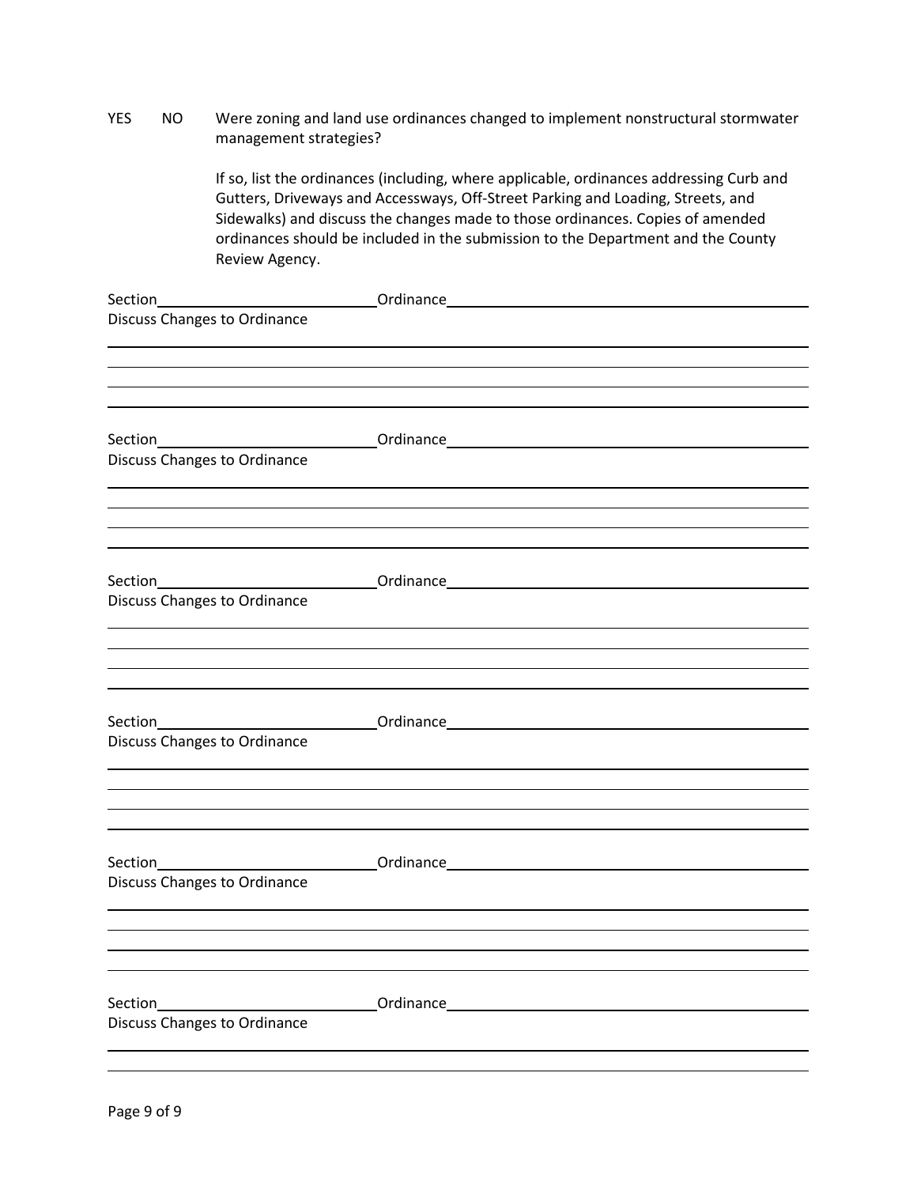YES NO Were zoning and land use ordinances changed to implement nonstructural stormwater management strategies?

If so, list the ordinances (including, where applicable, ordinances addressing Curb and Gutters, Driveways and Accessways, Off-Street Parking and Loading, Streets, and Sidewalks) and discuss the changes made to those ordinances. Copies of amended ordinances should be included in the submission to the Department and the County Review Agency.

Section\_\_\_\_\_\_\_\_\_\_\_\_\_\_\_\_\_\_\_\_ Ordinance\_\_\_\_\_\_\_\_\_\_\_\_\_\_\_\_\_\_\_\_\_\_\_\_\_\_\_\_\_\_

Discuss Changes to Ordinance

Section\_\_\_\_\_\_\_\_\_\_\_\_\_\_\_\_\_\_\_\_ Ordinance\_\_\_\_\_\_\_\_\_\_\_\_\_\_\_\_\_\_\_\_\_\_\_\_\_\_\_\_\_\_

Discuss Changes to Ordinance

Section\_\_\_\_\_\_\_\_\_\_\_\_\_\_\_\_\_\_\_\_ Ordinance\_\_\_\_\_\_\_\_\_\_\_\_\_\_\_\_\_\_\_\_\_\_\_\_\_\_\_\_\_\_

Discuss Changes to Ordinance

Section\_\_\_\_\_\_\_\_\_\_\_\_\_\_\_\_\_\_\_\_ Ordinance\_\_\_\_\_\_\_\_\_\_\_\_\_\_\_\_\_\_\_\_\_\_\_\_\_\_\_\_\_\_

Discuss Changes to Ordinance

Section\_\_\_\_\_\_\_\_\_\_\_\_\_\_\_\_\_\_\_\_ Ordinance\_\_\_\_\_\_\_\_\_\_\_\_\_\_\_\_\_\_\_\_\_\_\_\_\_\_\_\_\_\_

Discuss Changes to Ordinance

Section\_\_\_\_\_\_\_\_\_\_\_\_\_\_\_\_\_\_\_\_ Ordinance\_\_\_\_\_\_\_\_\_\_\_\_\_\_\_\_\_\_\_\_\_\_\_\_\_\_\_\_\_\_

Discuss Changes to Ordinance